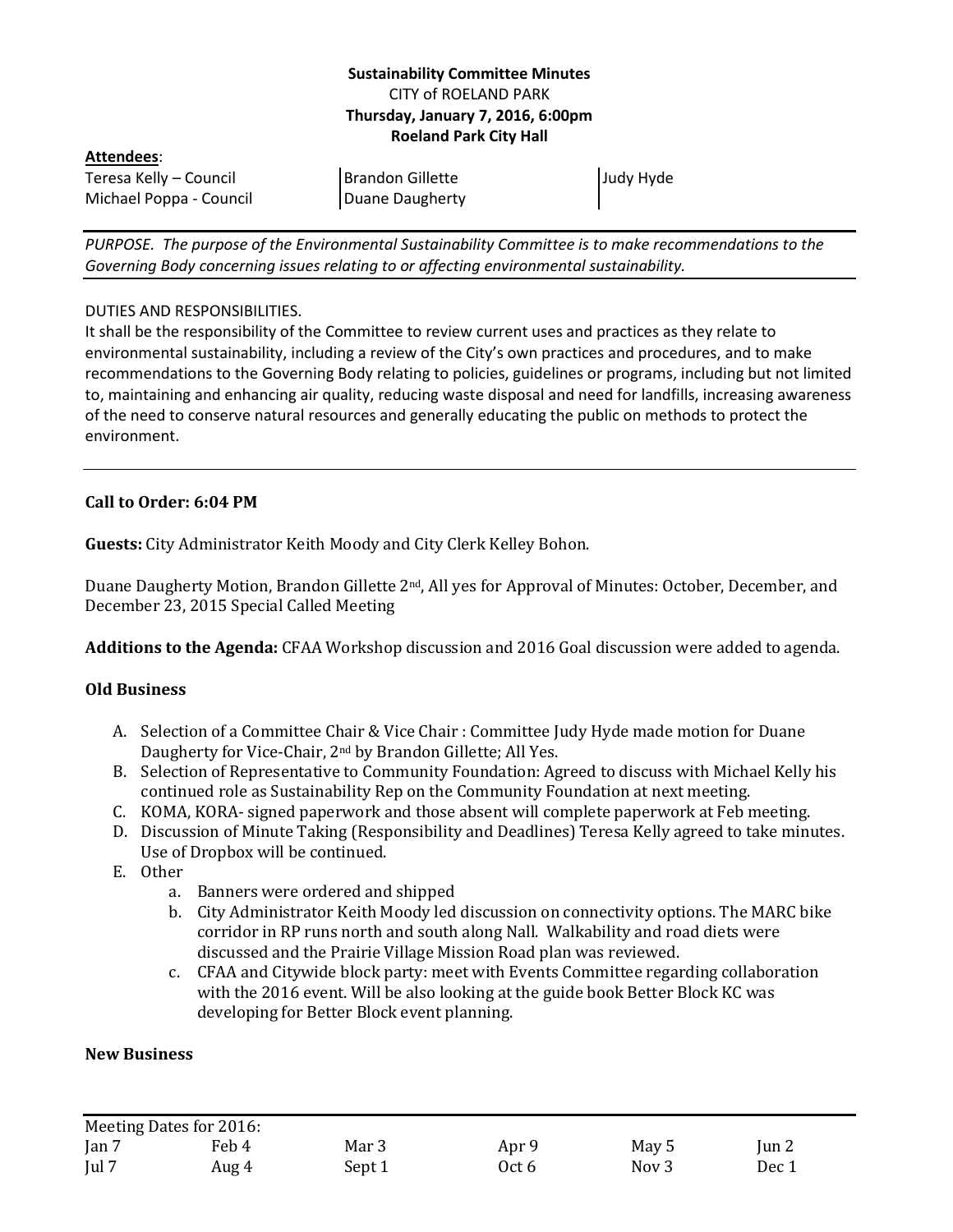**Sustainability Committee Minutes**
CITY of ROELAND PARK
**Thursday, January 7, 2016, 6:00pm**
**Roeland Park City Hall**

**Attendees**:

| | | |
|---|---|---|
| Teresa Kelly – Council | Brandon Gillette | Judy Hyde |
| Michael Poppa - Council | Duane Daugherty | |

*PURPOSE. The purpose of the Environmental Sustainability Committee is to make recommendations to the Governing Body concerning issues relating to or affecting environmental sustainability.*

DUTIES AND RESPONSIBILITIES.
It shall be the responsibility of the Committee to review current uses and practices as they relate to environmental sustainability, including a review of the City's own practices and procedures, and to make recommendations to the Governing Body relating to policies, guidelines or programs, including but not limited to, maintaining and enhancing air quality, reducing waste disposal and need for landfills, increasing awareness of the need to conserve natural resources and generally educating the public on methods to protect the environment.

**Call to Order: 6:04 PM**

**Guests:** City Administrator Keith Moody and City Clerk Kelley Bohon.

Duane Daugherty Motion, Brandon Gillette 2nd, All yes for Approval of Minutes: October, December, and December 23, 2015 Special Called Meeting

**Additions to the Agenda:** CFAA Workshop discussion and 2016 Goal discussion were added to agenda.

**Old Business**

A. Selection of a Committee Chair & Vice Chair : Committee Judy Hyde made motion for Duane Daugherty for Vice-Chair, 2nd by Brandon Gillette; All Yes.
B. Selection of Representative to Community Foundation: Agreed to discuss with Michael Kelly his continued role as Sustainability Rep on the Community Foundation at next meeting.
C. KOMA, KORA- signed paperwork and those absent will complete paperwork at Feb meeting.
D. Discussion of Minute Taking (Responsibility and Deadlines) Teresa Kelly agreed to take minutes. Use of Dropbox will be continued.
E. Other
   a. Banners were ordered and shipped
   b. City Administrator Keith Moody led discussion on connectivity options. The MARC bike corridor in RP runs north and south along Nall. Walkability and road diets were discussed and the Prairie Village Mission Road plan was reviewed.
   c. CFAA and Citywide block party: meet with Events Committee regarding collaboration with the 2016 event. Will be also looking at the guide book Better Block KC was developing for Better Block event planning.

**New Business**

Meeting Dates for 2016:

| | | | | | |
|---|---|---|---|---|---|
| Jan 7 | Feb 4 | Mar 3 | Apr 9 | May 5 | Jun 2 |
| Jul 7 | Aug 4 | Sept 1 | Oct 6 | Nov 3 | Dec 1 |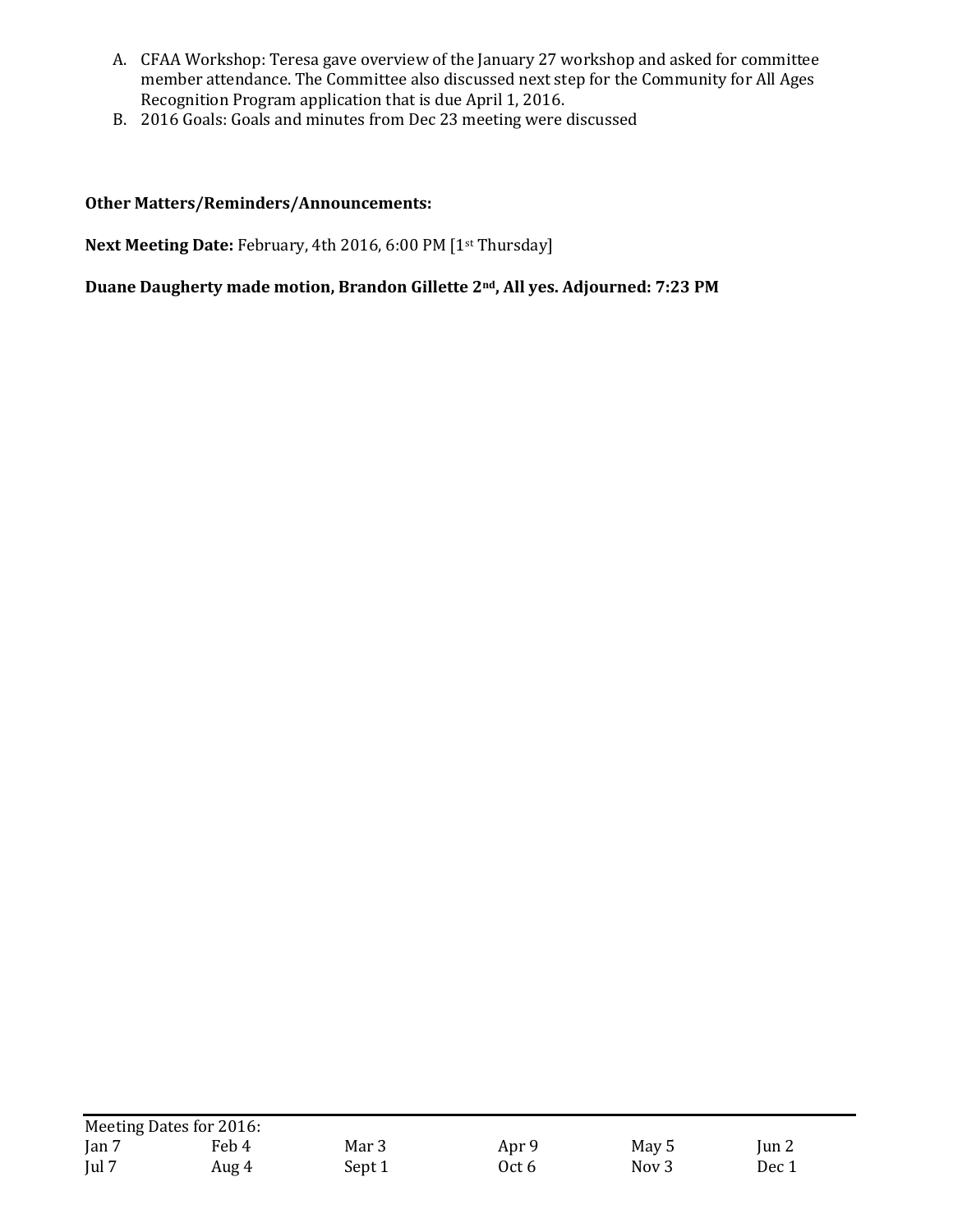A. CFAA Workshop: Teresa gave overview of the January 27 workshop and asked for committee member attendance. The Committee also discussed next step for the Community for All Ages Recognition Program application that is due April 1, 2016.
B. 2016 Goals: Goals and minutes from Dec 23 meeting were discussed

**Other Matters/Reminders/Announcements:**

**Next Meeting Date:** February, 4th 2016, 6:00 PM [1st Thursday]

**Duane Daugherty made motion, Brandon Gillette 2nd, All yes. Adjourned: 7:23 PM**

Meeting Dates for 2016:

| | | | | | |
|---|---|---|---|---|---|
| Jan 7 | Feb 4 | Mar 3 | Apr 9 | May 5 | Jun 2 |
| Jul 7 | Aug 4 | Sept 1 | Oct 6 | Nov 3 | Dec 1 |